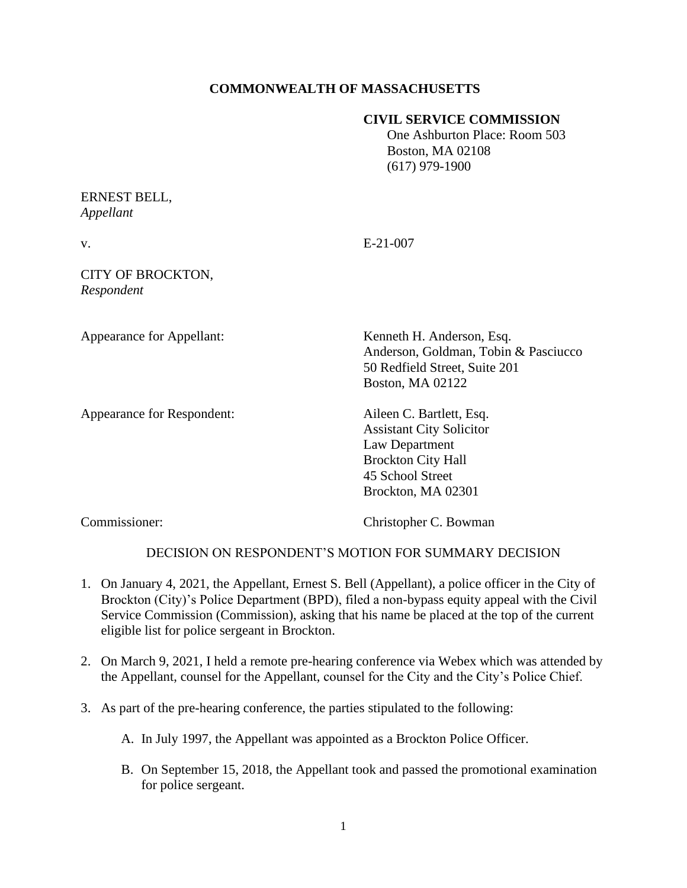**COMMONWEALTH OF MASSACHUSETTS**

**CIVIL SERVICE COMMISSION**
One Ashburton Place: Room 503
Boston, MA 02108
(617) 979-1900

ERNEST BELL,
*Appellant*

v. E-21-007

CITY OF BROCKTON,
*Respondent*

Appearance for Appellant: Kenneth H. Anderson, Esq.
Anderson, Goldman, Tobin & Pasciucco
50 Redfield Street, Suite 201
Boston, MA 02122

Appearance for Respondent: Aileen C. Bartlett, Esq.
Assistant City Solicitor
Law Department
Brockton City Hall
45 School Street
Brockton, MA 02301

Commissioner: Christopher C. Bowman

DECISION ON RESPONDENT'S MOTION FOR SUMMARY DECISION

1. On January 4, 2021, the Appellant, Ernest S. Bell (Appellant), a police officer in the City of Brockton (City)'s Police Department (BPD), filed a non-bypass equity appeal with the Civil Service Commission (Commission), asking that his name be placed at the top of the current eligible list for police sergeant in Brockton.

2. On March 9, 2021, I held a remote pre-hearing conference via Webex which was attended by the Appellant, counsel for the Appellant, counsel for the City and the City's Police Chief.

3. As part of the pre-hearing conference, the parties stipulated to the following:

   A. In July 1997, the Appellant was appointed as a Brockton Police Officer.

   B. On September 15, 2018, the Appellant took and passed the promotional examination for police sergeant.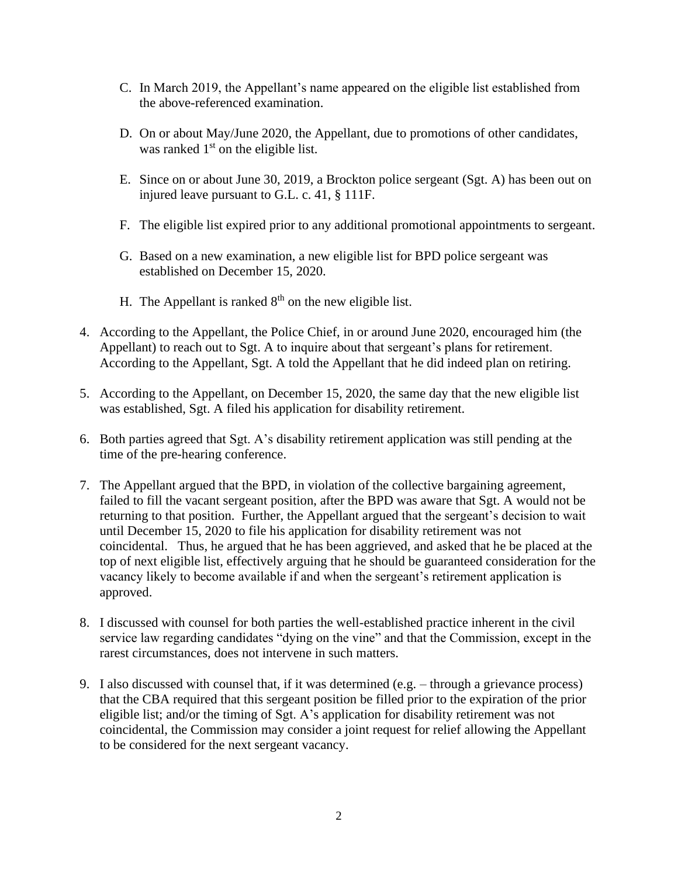C. In March 2019, the Appellant's name appeared on the eligible list established from the above-referenced examination.

D. On or about May/June 2020, the Appellant, due to promotions of other candidates, was ranked 1st on the eligible list.

E. Since on or about June 30, 2019, a Brockton police sergeant (Sgt. A) has been out on injured leave pursuant to G.L. c. 41, § 111F.

F. The eligible list expired prior to any additional promotional appointments to sergeant.

G. Based on a new examination, a new eligible list for BPD police sergeant was established on December 15, 2020.

H. The Appellant is ranked 8th on the new eligible list.

4. According to the Appellant, the Police Chief, in or around June 2020, encouraged him (the Appellant) to reach out to Sgt. A to inquire about that sergeant's plans for retirement. According to the Appellant, Sgt. A told the Appellant that he did indeed plan on retiring.

5. According to the Appellant, on December 15, 2020, the same day that the new eligible list was established, Sgt. A filed his application for disability retirement.

6. Both parties agreed that Sgt. A's disability retirement application was still pending at the time of the pre-hearing conference.

7. The Appellant argued that the BPD, in violation of the collective bargaining agreement, failed to fill the vacant sergeant position, after the BPD was aware that Sgt. A would not be returning to that position. Further, the Appellant argued that the sergeant's decision to wait until December 15, 2020 to file his application for disability retirement was not coincidental. Thus, he argued that he has been aggrieved, and asked that he be placed at the top of next eligible list, effectively arguing that he should be guaranteed consideration for the vacancy likely to become available if and when the sergeant's retirement application is approved.

8. I discussed with counsel for both parties the well-established practice inherent in the civil service law regarding candidates "dying on the vine" and that the Commission, except in the rarest circumstances, does not intervene in such matters.

9. I also discussed with counsel that, if it was determined (e.g. – through a grievance process) that the CBA required that this sergeant position be filled prior to the expiration of the prior eligible list; and/or the timing of Sgt. A's application for disability retirement was not coincidental, the Commission may consider a joint request for relief allowing the Appellant to be considered for the next sergeant vacancy.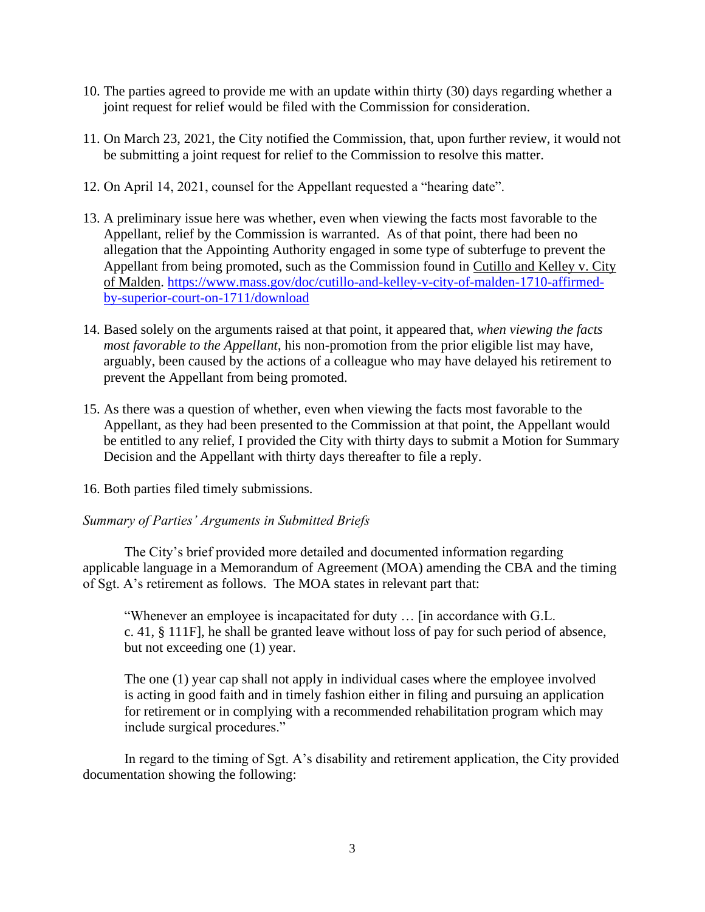10. The parties agreed to provide me with an update within thirty (30) days regarding whether a joint request for relief would be filed with the Commission for consideration.

11. On March 23, 2021, the City notified the Commission, that, upon further review, it would not be submitting a joint request for relief to the Commission to resolve this matter.

12. On April 14, 2021, counsel for the Appellant requested a "hearing date".

13. A preliminary issue here was whether, even when viewing the facts most favorable to the Appellant, relief by the Commission is warranted. As of that point, there had been no allegation that the Appointing Authority engaged in some type of subterfuge to prevent the Appellant from being promoted, such as the Commission found in Cutillo and Kelley v. City of Malden. https://www.mass.gov/doc/cutillo-and-kelley-v-city-of-malden-1710-affirmed-by-superior-court-on-1711/download

14. Based solely on the arguments raised at that point, it appeared that, *when viewing the facts most favorable to the Appellant*, his non-promotion from the prior eligible list may have, arguably, been caused by the actions of a colleague who may have delayed his retirement to prevent the Appellant from being promoted.

15. As there was a question of whether, even when viewing the facts most favorable to the Appellant, as they had been presented to the Commission at that point, the Appellant would be entitled to any relief, I provided the City with thirty days to submit a Motion for Summary Decision and the Appellant with thirty days thereafter to file a reply.

16. Both parties filed timely submissions.

*Summary of Parties' Arguments in Submitted Briefs*

The City's brief provided more detailed and documented information regarding applicable language in a Memorandum of Agreement (MOA) amending the CBA and the timing of Sgt. A's retirement as follows. The MOA states in relevant part that:

> "Whenever an employee is incapacitated for duty … [in accordance with G.L. c. 41, § 111F], he shall be granted leave without loss of pay for such period of absence, but not exceeding one (1) year.
>
> The one (1) year cap shall not apply in individual cases where the employee involved is acting in good faith and in timely fashion either in filing and pursuing an application for retirement or in complying with a recommended rehabilitation program which may include surgical procedures."

In regard to the timing of Sgt. A's disability and retirement application, the City provided documentation showing the following: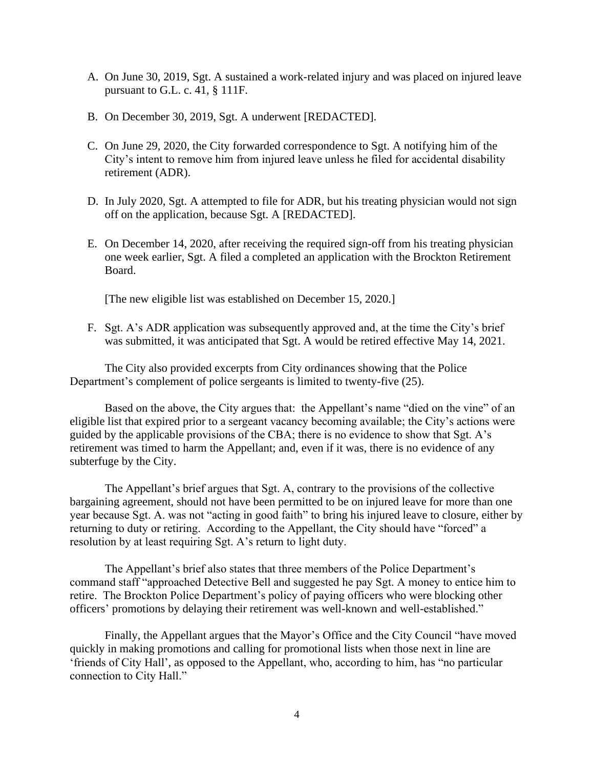A. On June 30, 2019, Sgt. A sustained a work-related injury and was placed on injured leave pursuant to G.L. c. 41, § 111F.

B. On December 30, 2019, Sgt. A underwent [REDACTED].

C. On June 29, 2020, the City forwarded correspondence to Sgt. A notifying him of the City's intent to remove him from injured leave unless he filed for accidental disability retirement (ADR).

D. In July 2020, Sgt. A attempted to file for ADR, but his treating physician would not sign off on the application, because Sgt. A [REDACTED].

E. On December 14, 2020, after receiving the required sign-off from his treating physician one week earlier, Sgt. A filed a completed an application with the Brockton Retirement Board.

   [The new eligible list was established on December 15, 2020.]

F. Sgt. A's ADR application was subsequently approved and, at the time the City's brief was submitted, it was anticipated that Sgt. A would be retired effective May 14, 2021.

The City also provided excerpts from City ordinances showing that the Police Department's complement of police sergeants is limited to twenty-five (25).

Based on the above, the City argues that: the Appellant's name "died on the vine" of an eligible list that expired prior to a sergeant vacancy becoming available; the City's actions were guided by the applicable provisions of the CBA; there is no evidence to show that Sgt. A's retirement was timed to harm the Appellant; and, even if it was, there is no evidence of any subterfuge by the City.

The Appellant's brief argues that Sgt. A, contrary to the provisions of the collective bargaining agreement, should not have been permitted to be on injured leave for more than one year because Sgt. A. was not "acting in good faith" to bring his injured leave to closure, either by returning to duty or retiring. According to the Appellant, the City should have "forced" a resolution by at least requiring Sgt. A's return to light duty.

The Appellant's brief also states that three members of the Police Department's command staff "approached Detective Bell and suggested he pay Sgt. A money to entice him to retire. The Brockton Police Department's policy of paying officers who were blocking other officers' promotions by delaying their retirement was well-known and well-established."

Finally, the Appellant argues that the Mayor's Office and the City Council "have moved quickly in making promotions and calling for promotional lists when those next in line are 'friends of City Hall', as opposed to the Appellant, who, according to him, has "no particular connection to City Hall."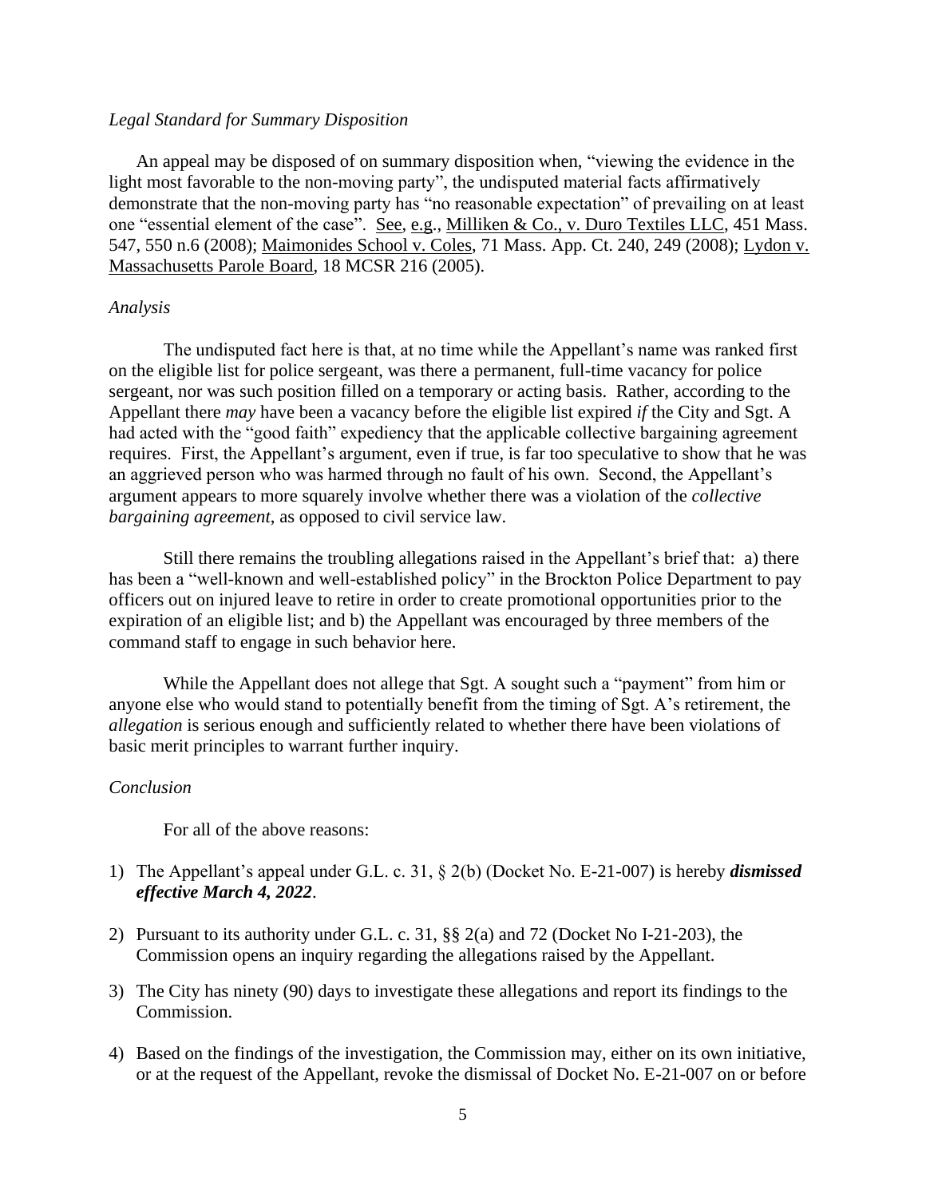*Legal Standard for Summary Disposition*

An appeal may be disposed of on summary disposition when, "viewing the evidence in the light most favorable to the non-moving party", the undisputed material facts affirmatively demonstrate that the non-moving party has "no reasonable expectation" of prevailing on at least one "essential element of the case". See, e.g., Milliken & Co., v. Duro Textiles LLC, 451 Mass. 547, 550 n.6 (2008); Maimonides School v. Coles, 71 Mass. App. Ct. 240, 249 (2008); Lydon v. Massachusetts Parole Board, 18 MCSR 216 (2005).

*Analysis*

The undisputed fact here is that, at no time while the Appellant's name was ranked first on the eligible list for police sergeant, was there a permanent, full-time vacancy for police sergeant, nor was such position filled on a temporary or acting basis. Rather, according to the Appellant there *may* have been a vacancy before the eligible list expired *if* the City and Sgt. A had acted with the "good faith" expediency that the applicable collective bargaining agreement requires. First, the Appellant's argument, even if true, is far too speculative to show that he was an aggrieved person who was harmed through no fault of his own. Second, the Appellant's argument appears to more squarely involve whether there was a violation of the *collective bargaining agreement*, as opposed to civil service law.

Still there remains the troubling allegations raised in the Appellant's brief that: a) there has been a "well-known and well-established policy" in the Brockton Police Department to pay officers out on injured leave to retire in order to create promotional opportunities prior to the expiration of an eligible list; and b) the Appellant was encouraged by three members of the command staff to engage in such behavior here.

While the Appellant does not allege that Sgt. A sought such a "payment" from him or anyone else who would stand to potentially benefit from the timing of Sgt. A's retirement, the *allegation* is serious enough and sufficiently related to whether there have been violations of basic merit principles to warrant further inquiry.

*Conclusion*

For all of the above reasons:

1) The Appellant's appeal under G.L. c. 31, § 2(b) (Docket No. E-21-007) is hereby ***dismissed effective March 4, 2022***.
2) Pursuant to its authority under G.L. c. 31, §§ 2(a) and 72 (Docket No I-21-203), the Commission opens an inquiry regarding the allegations raised by the Appellant.
3) The City has ninety (90) days to investigate these allegations and report its findings to the Commission.
4) Based on the findings of the investigation, the Commission may, either on its own initiative, or at the request of the Appellant, revoke the dismissal of Docket No. E-21-007 on or before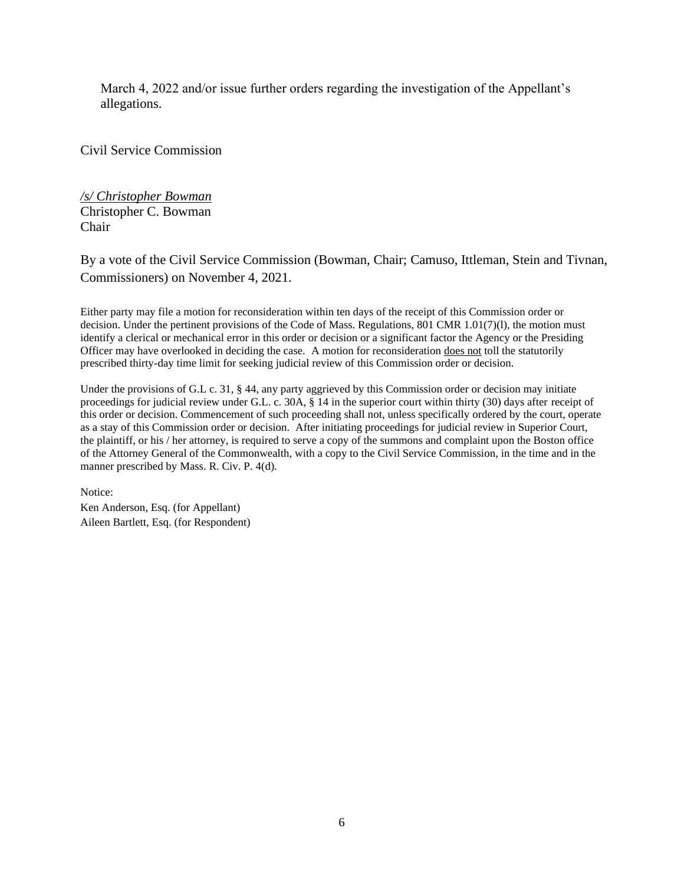March 4, 2022 and/or issue further orders regarding the investigation of the Appellant's allegations.

Civil Service Commission

*/s/ Christopher Bowman*
Christopher C. Bowman
Chair

By a vote of the Civil Service Commission (Bowman, Chair; Camuso, Ittleman, Stein and Tivnan, Commissioners) on November 4, 2021.

Either party may file a motion for reconsideration within ten days of the receipt of this Commission order or decision. Under the pertinent provisions of the Code of Mass. Regulations, 801 CMR 1.01(7)(l), the motion must identify a clerical or mechanical error in this order or decision or a significant factor the Agency or the Presiding Officer may have overlooked in deciding the case. A motion for reconsideration does not toll the statutorily prescribed thirty-day time limit for seeking judicial review of this Commission order or decision.

Under the provisions of G.L c. 31, § 44, any party aggrieved by this Commission order or decision may initiate proceedings for judicial review under G.L. c. 30A, § 14 in the superior court within thirty (30) days after receipt of this order or decision. Commencement of such proceeding shall not, unless specifically ordered by the court, operate as a stay of this Commission order or decision. After initiating proceedings for judicial review in Superior Court, the plaintiff, or his / her attorney, is required to serve a copy of the summons and complaint upon the Boston office of the Attorney General of the Commonwealth, with a copy to the Civil Service Commission, in the time and in the manner prescribed by Mass. R. Civ. P. 4(d).

Notice:
Ken Anderson, Esq. (for Appellant)
Aileen Bartlett, Esq. (for Respondent)